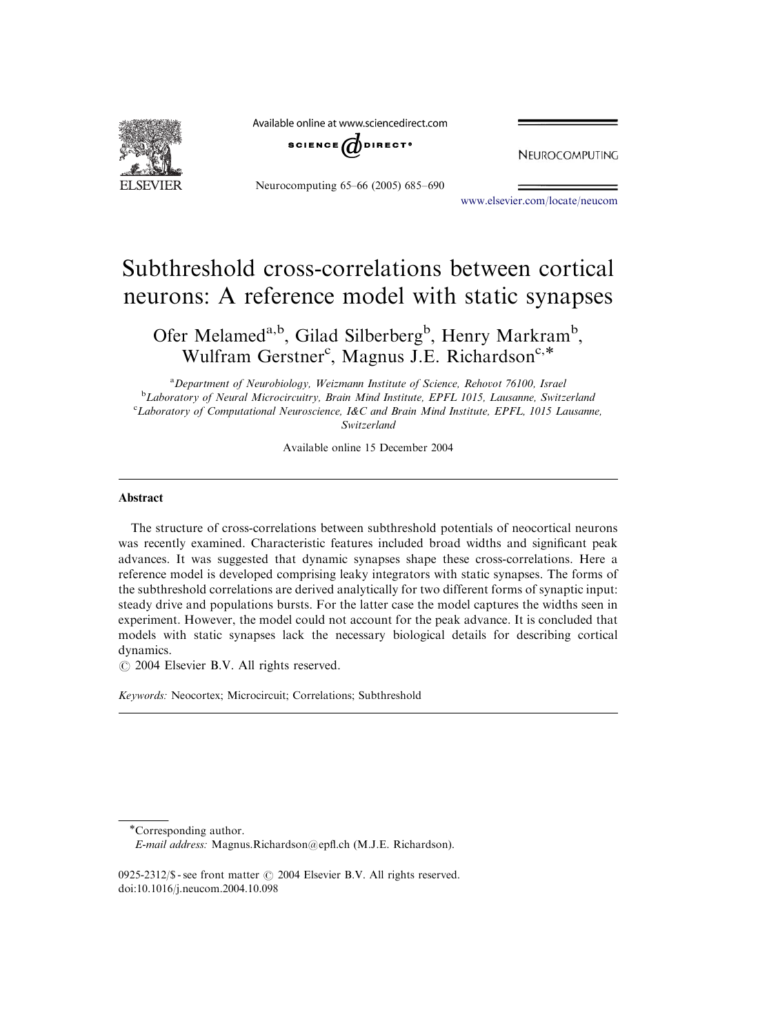# Subthreshold cross-correlations between cortical neurons: A reference model with static synapses

Ofer Melamed[a,b], Gilad Silberberg[b], Henry Markram[b], Wulfram Gerstner[c], Magnus J.E. Richardson[c,*]

[a]Department of Neurobiology, Weizmann Institute of Science, Rehovot 76100, Israel
[b]Laboratory of Neural Microcircuitry, Brain Mind Institute, EPFL 1015, Lausanne, Switzerland
[c]Laboratory of Computational Neuroscience, I&C and Brain Mind Institute, EPFL, 1015 Lausanne, Switzerland

Available online 15 December 2004

## Abstract

The structure of cross-correlations between subthreshold potentials of neocortical neurons was recently examined. Characteristic features included broad widths and significant peak advances. It was suggested that dynamic synapses shape these cross-correlations. Here a reference model is developed comprising leaky integrators with static synapses. The forms of the subthreshold correlations are derived analytically for two different forms of synaptic input: steady drive and populations bursts. For the latter case the model captures the widths seen in experiment. However, the model could not account for the peak advance. It is concluded that models with static synapses lack the necessary biological details for describing cortical dynamics.

© 2004 Elsevier B.V. All rights reserved.

*Keywords:* Neocortex; Microcircuit; Correlations; Subthreshold

*Corresponding author.
*E-mail address:* Magnus.Richardson@epfl.ch (M.J.E. Richardson).

0925-2312/$ - see front matter © 2004 Elsevier B.V. All rights reserved.
doi:10.1016/j.neucom.2004.10.098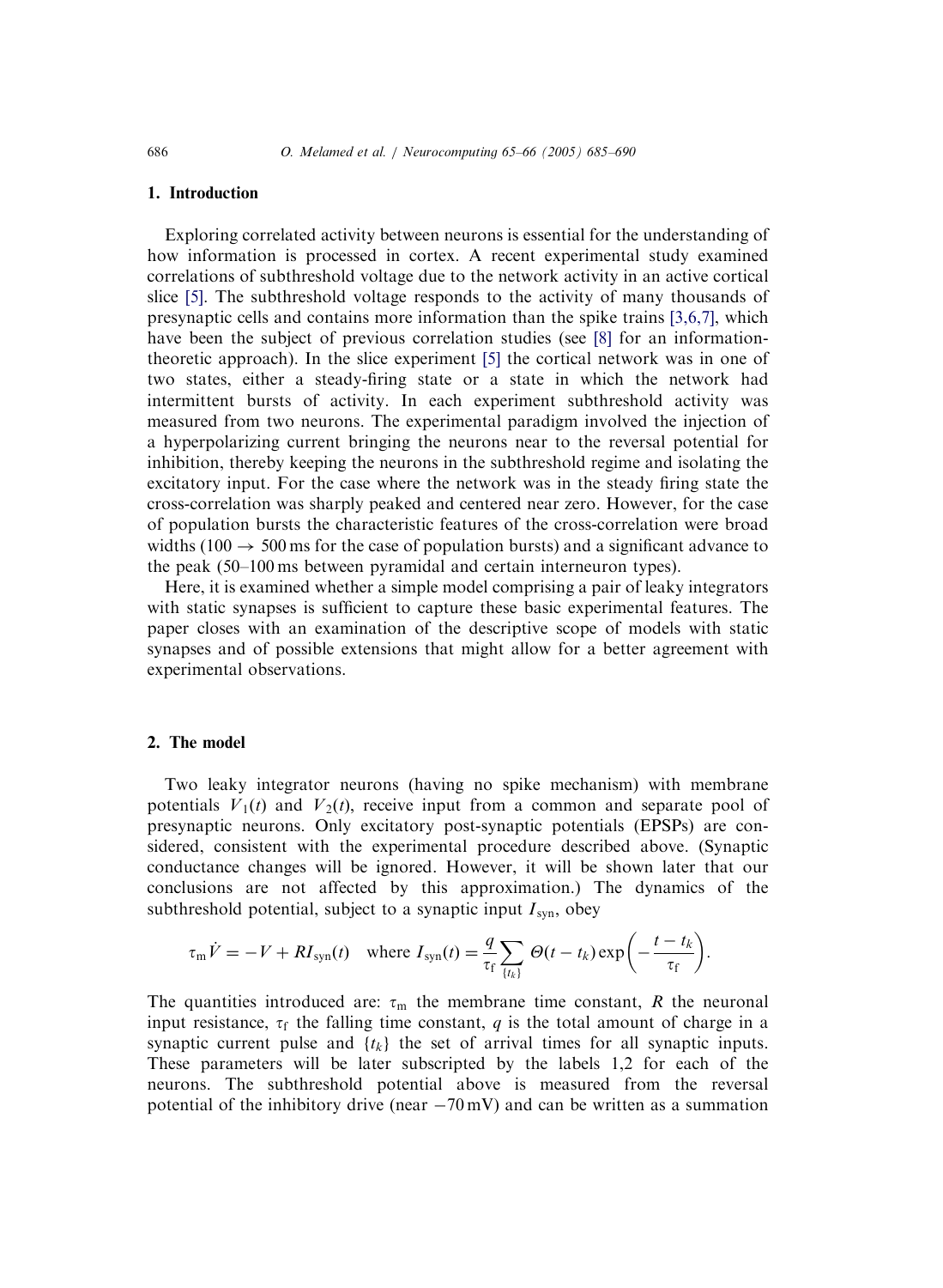## 1. Introduction

Exploring correlated activity between neurons is essential for the understanding of how information is processed in cortex. A recent experimental study examined correlations of subthreshold voltage due to the network activity in an active cortical slice [5]. The subthreshold voltage responds to the activity of many thousands of presynaptic cells and contains more information than the spike trains [3,6,7], which have been the subject of previous correlation studies (see [8] for an information-theoretic approach). In the slice experiment [5] the cortical network was in one of two states, either a steady-firing state or a state in which the network had intermittent bursts of activity. In each experiment subthreshold activity was measured from two neurons. The experimental paradigm involved the injection of a hyperpolarizing current bringing the neurons near to the reversal potential for inhibition, thereby keeping the neurons in the subthreshold regime and isolating the excitatory input. For the case where the network was in the steady firing state the cross-correlation was sharply peaked and centered near zero. However, for the case of population bursts the characteristic features of the cross-correlation were broad widths ($100 \rightarrow 500$ ms for the case of population bursts) and a significant advance to the peak (50–100 ms between pyramidal and certain interneuron types).

Here, it is examined whether a simple model comprising a pair of leaky integrators with static synapses is sufficient to capture these basic experimental features. The paper closes with an examination of the descriptive scope of models with static synapses and of possible extensions that might allow for a better agreement with experimental observations.

## 2. The model

Two leaky integrator neurons (having no spike mechanism) with membrane potentials $V_1(t)$ and $V_2(t)$, receive input from a common and separate pool of presynaptic neurons. Only excitatory post-synaptic potentials (EPSPs) are considered, consistent with the experimental procedure described above. (Synaptic conductance changes will be ignored. However, it will be shown later that our conclusions are not affected by this approximation.) The dynamics of the subthreshold potential, subject to a synaptic input $I_{\mathrm{syn}}$, obey

$$\tau_{\mathrm{m}} \dot{V} = -V + RI_{\mathrm{syn}}(t) \quad \text{where } I_{\mathrm{syn}}(t) = \frac{q}{\tau_{\mathrm{f}}} \sum_{\{t_k\}} \Theta(t - t_k) \exp\left(-\frac{t - t_k}{\tau_{\mathrm{f}}}\right).$$

The quantities introduced are: $\tau_{\mathrm{m}}$ the membrane time constant, $R$ the neuronal input resistance, $\tau_{\mathrm{f}}$ the falling time constant, $q$ is the total amount of charge in a synaptic current pulse and $\{t_k\}$ the set of arrival times for all synaptic inputs. These parameters will be later subscripted by the labels 1,2 for each of the neurons. The subthreshold potential above is measured from the reversal potential of the inhibitory drive (near $-70$ mV) and can be written as a summation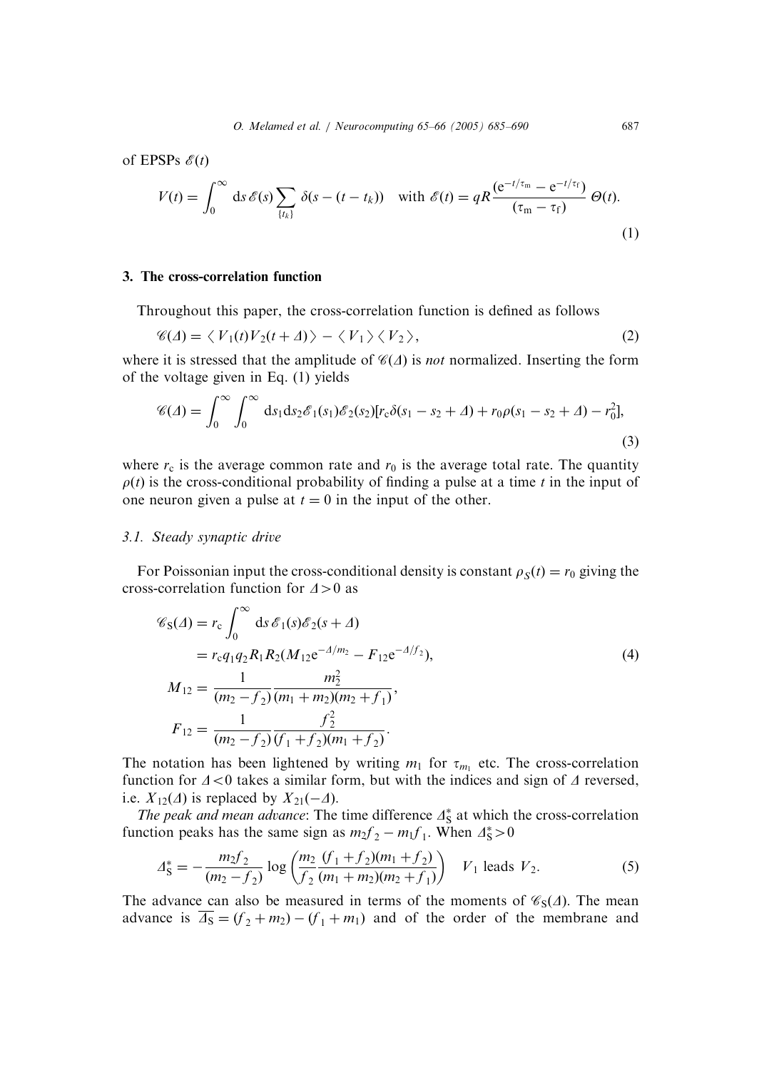of EPSPs $\mathscr{E}(t)$

$$V(t) = \int_0^\infty \mathrm{d}s\,\mathscr{E}(s) \sum_{\{t_k\}} \delta(s - (t - t_k)) \quad \text{with } \mathscr{E}(t) = qR\frac{(\mathrm{e}^{-t/\tau_\mathrm{m}} - \mathrm{e}^{-t/\tau_\mathrm{f}})}{(\tau_\mathrm{m} - \tau_\mathrm{f})}\,\Theta(t). \tag{1}$$

## 3. The cross-correlation function

Throughout this paper, the cross-correlation function is defined as follows

$$\mathscr{C}(\Delta) = \langle V_1(t)V_2(t+\Delta)\rangle - \langle V_1\rangle\langle V_2\rangle, \tag{2}$$

where it is stressed that the amplitude of $\mathscr{C}(\Delta)$ is *not* normalized. Inserting the form of the voltage given in Eq. (1) yields

$$\mathscr{C}(\Delta) = \int_0^\infty \int_0^\infty \mathrm{d}s_1 \mathrm{d}s_2 \mathscr{E}_1(s_1)\mathscr{E}_2(s_2)[r_\mathrm{c}\delta(s_1 - s_2 + \Delta) + r_0\rho(s_1 - s_2 + \Delta) - r_0^2], \tag{3}$$

where $r_\mathrm{c}$ is the average common rate and $r_0$ is the average total rate. The quantity $\rho(t)$ is the cross-conditional probability of finding a pulse at a time $t$ in the input of one neuron given a pulse at $t = 0$ in the input of the other.

### 3.1. Steady synaptic drive

For Poissonian input the cross-conditional density is constant $\rho_S(t) = r_0$ giving the cross-correlation function for $\Delta > 0$ as

$$\begin{aligned}
\mathscr{C}_\mathrm{S}(\Delta) &= r_\mathrm{c}\int_0^\infty \mathrm{d}s\,\mathscr{E}_1(s)\mathscr{E}_2(s+\Delta) \\
&= r_\mathrm{c}q_1q_2R_1R_2(M_{12}\mathrm{e}^{-\Delta/m_2} - F_{12}\mathrm{e}^{-\Delta/f_2}), \\
M_{12} &= \frac{1}{(m_2 - f_2)}\frac{m_2^2}{(m_1 + m_2)(m_2 + f_1)}, \\
F_{12} &= \frac{1}{(m_2 - f_2)}\frac{f_2^2}{(f_1 + f_2)(m_1 + f_2)}.
\end{aligned} \tag{4}$$

The notation has been lightened by writing $m_1$ for $\tau_{m_1}$ etc. The cross-correlation function for $\Delta < 0$ takes a similar form, but with the indices and sign of $\Delta$ reversed, i.e. $X_{12}(\Delta)$ is replaced by $X_{21}(-\Delta)$.

*The peak and mean advance*: The time difference $\Delta_\mathrm{S}^*$ at which the cross-correlation function peaks has the same sign as $m_2f_2 - m_1f_1$. When $\Delta_\mathrm{S}^* > 0$

$$\Delta_\mathrm{S}^* = -\frac{m_2f_2}{(m_2 - f_2)}\log\left(\frac{m_2}{f_2}\frac{(f_1 + f_2)(m_1 + f_2)}{(m_1 + m_2)(m_2 + f_1)}\right) \quad V_1 \text{ leads } V_2. \tag{5}$$

The advance can also be measured in terms of the moments of $\mathscr{C}_\mathrm{S}(\Delta)$. The mean advance is $\overline{\Delta_\mathrm{S}} = (f_2 + m_2) - (f_1 + m_1)$ and of the order of the membrane and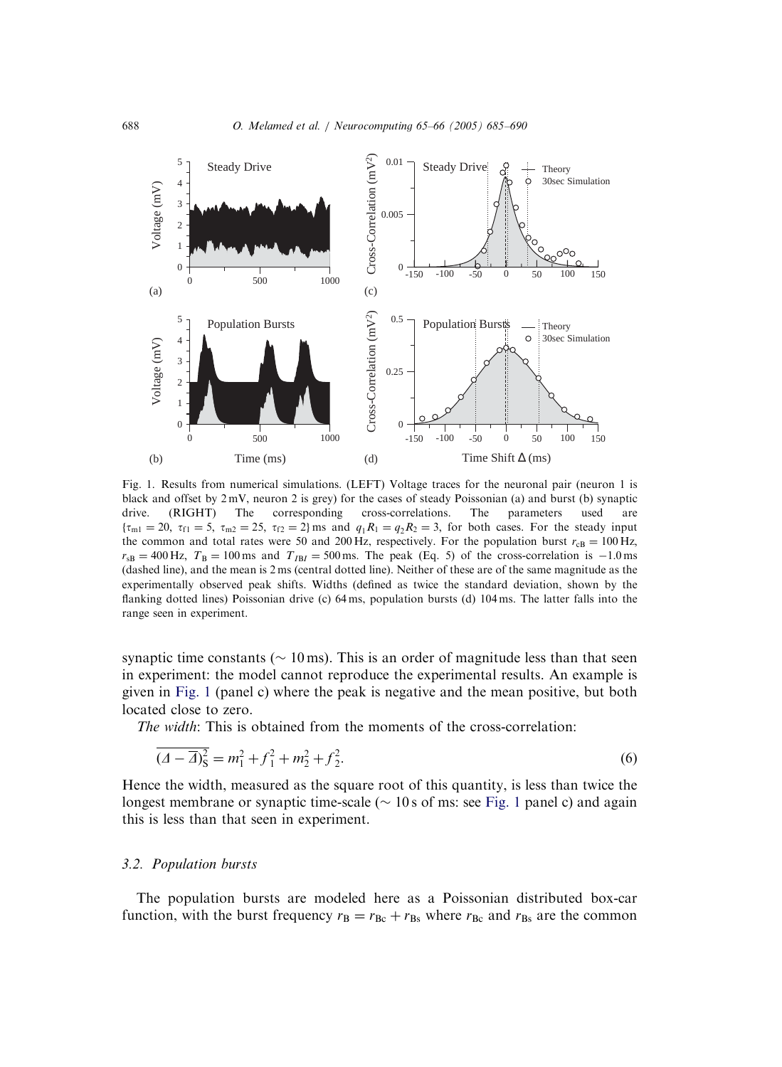Steady Drive

Voltage (mV)

5
4
3
2
1
0

0 500 1000

(a)

Population Bursts

Voltage (mV)

5
4
3
2
1
0

0 500 1000

(b) Time (ms)

Cross-Correlation (mV²)

0.01

0.005

0

-150 -100 -50 0 50 100 150

Steady Drive

Theory

30sec Simulation

(c)

Cross-Correlation (mV²)

0.5

0.25

0

-150 -100 -50 0 50 100 150

Population Bursts

Theory

30sec Simulation

(d) Time Shift Δ (ms)

Fig. 1. Results from numerical simulations. (LEFT) Voltage traces for the neuronal pair (neuron 1 is black and offset by 2 mV, neuron 2 is grey) for the cases of steady Poissonian (a) and burst (b) synaptic drive. (RIGHT) The corresponding cross-correlations. The parameters used are $\{\tau_{m1} = 20,\ \tau_{f1} = 5,\ \tau_{m2} = 25,\ \tau_{f2} = 2\}$ ms and $q_1R_1 = q_2R_2 = 3$, for both cases. For the steady input the common and total rates were 50 and 200 Hz, respectively. For the population burst $r_{cB} = 100$ Hz, $r_{sB} = 400$ Hz, $T_B = 100$ ms and $T_{IBI} = 500$ ms. The peak (Eq. 5) of the cross-correlation is $-1.0$ ms (dashed line), and the mean is 2 ms (central dotted line). Neither of these are of the same magnitude as the experimentally observed peak shifts. Widths (defined as twice the standard deviation, shown by the flanking dotted lines) Poissonian drive (c) 64 ms, population bursts (d) 104 ms. The latter falls into the range seen in experiment.

synaptic time constants ($\sim 10$ ms). This is an order of magnitude less than that seen in experiment: the model cannot reproduce the experimental results. An example is given in Fig. 1 (panel c) where the peak is negative and the mean positive, but both located close to zero.

*The width*: This is obtained from the moments of the cross-correlation:

$$\overline{(\Delta - \overline{\Delta})^2_S} = m_1^2 + f_1^2 + m_2^2 + f_2^2. \tag{6}$$

Hence the width, measured as the square root of this quantity, is less than twice the longest membrane or synaptic time-scale ($\sim 10$ s of ms: see Fig. 1 panel c) and again this is less than that seen in experiment.

### 3.2. Population bursts

The population bursts are modeled here as a Poissonian distributed box-car function, with the burst frequency $r_B = r_{Bc} + r_{Bs}$ where $r_{Bc}$ and $r_{Bs}$ are the common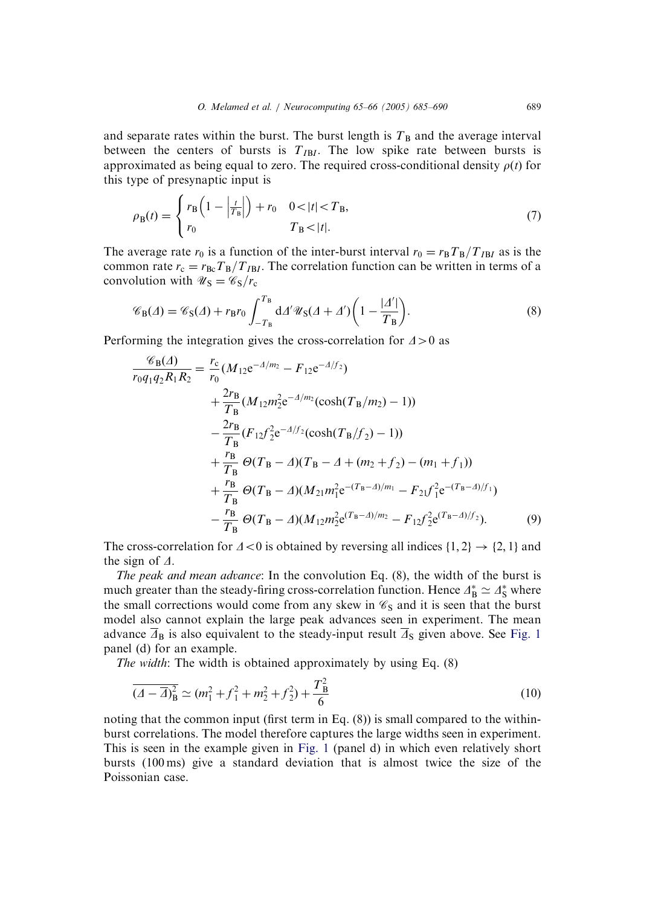and separate rates within the burst. The burst length is $T_B$ and the average interval between the centers of bursts is $T_{IBI}$. The low spike rate between bursts is approximated as being equal to zero. The required cross-conditional density $\rho(t)$ for this type of presynaptic input is

$$\rho_B(t) = \begin{cases} r_B\left(1 - \left|\frac{t}{T_B}\right|\right) + r_0 & 0 < |t| < T_B, \\ r_0 & T_B < |t|. \end{cases} \tag{7}$$

The average rate $r_0$ is a function of the inter-burst interval $r_0 = r_B T_B / T_{IBI}$ as is the common rate $r_c = r_{Bc} T_B / T_{IBI}$. The correlation function can be written in terms of a convolution with $\mathscr{U}_S = \mathscr{C}_S / r_c$

$$\mathscr{C}_B(\Delta) = \mathscr{C}_S(\Delta) + r_B r_0 \int_{-T_B}^{T_B} d\Delta' \mathscr{U}_S(\Delta + \Delta')\left(1 - \frac{|\Delta'|}{T_B}\right). \tag{8}$$

Performing the integration gives the cross-correlation for $\Delta > 0$ as

$$\begin{aligned}
\frac{\mathscr{C}_B(\Delta)}{r_0 q_1 q_2 R_1 R_2} = {} & \frac{r_c}{r_0}(M_{12} e^{-\Delta/m_2} - F_{12} e^{-\Delta/f_2}) \\
& + \frac{2r_B}{T_B}(M_{12} m_2^2 e^{-\Delta/m_2}(\cosh(T_B/m_2) - 1)) \\
& - \frac{2r_B}{T_B}(F_{12} f_2^2 e^{-\Delta/f_2}(\cosh(T_B/f_2) - 1)) \\
& + \frac{r_B}{T_B}\, \Theta(T_B - \Delta)(T_B - \Delta + (m_2 + f_2) - (m_1 + f_1)) \\
& + \frac{r_B}{T_B}\, \Theta(T_B - \Delta)(M_{21} m_1^2 e^{-(T_B - \Delta)/m_1} - F_{21} f_1^2 e^{-(T_B - \Delta)/f_1}) \\
& - \frac{r_B}{T_B}\, \Theta(T_B - \Delta)(M_{12} m_2^2 e^{(T_B - \Delta)/m_2} - F_{12} f_2^2 e^{(T_B - \Delta)/f_2}).
\end{aligned} \tag{9}$$

The cross-correlation for $\Delta < 0$ is obtained by reversing all indices $\{1, 2\} \to \{2, 1\}$ and the sign of $\Delta$.

*The peak and mean advance*: In the convolution Eq. (8), the width of the burst is much greater than the steady-firing cross-correlation function. Hence $\Delta_B^* \simeq \Delta_S^*$ where the small corrections would come from any skew in $\mathscr{C}_S$ and it is seen that the burst model also cannot explain the large peak advances seen in experiment. The mean advance $\overline{\Delta}_B$ is also equivalent to the steady-input result $\overline{\Delta}_S$ given above. See Fig. 1 panel (d) for an example.

*The width*: The width is obtained approximately by using Eq. (8)

$$\overline{(\Delta - \overline{\Delta})_B^2} \simeq (m_1^2 + f_1^2 + m_2^2 + f_2^2) + \frac{T_B^2}{6} \tag{10}$$

noting that the common input (first term in Eq. (8)) is small compared to the within-burst correlations. The model therefore captures the large widths seen in experiment. This is seen in the example given in Fig. 1 (panel d) in which even relatively short bursts (100 ms) give a standard deviation that is almost twice the size of the Poissonian case.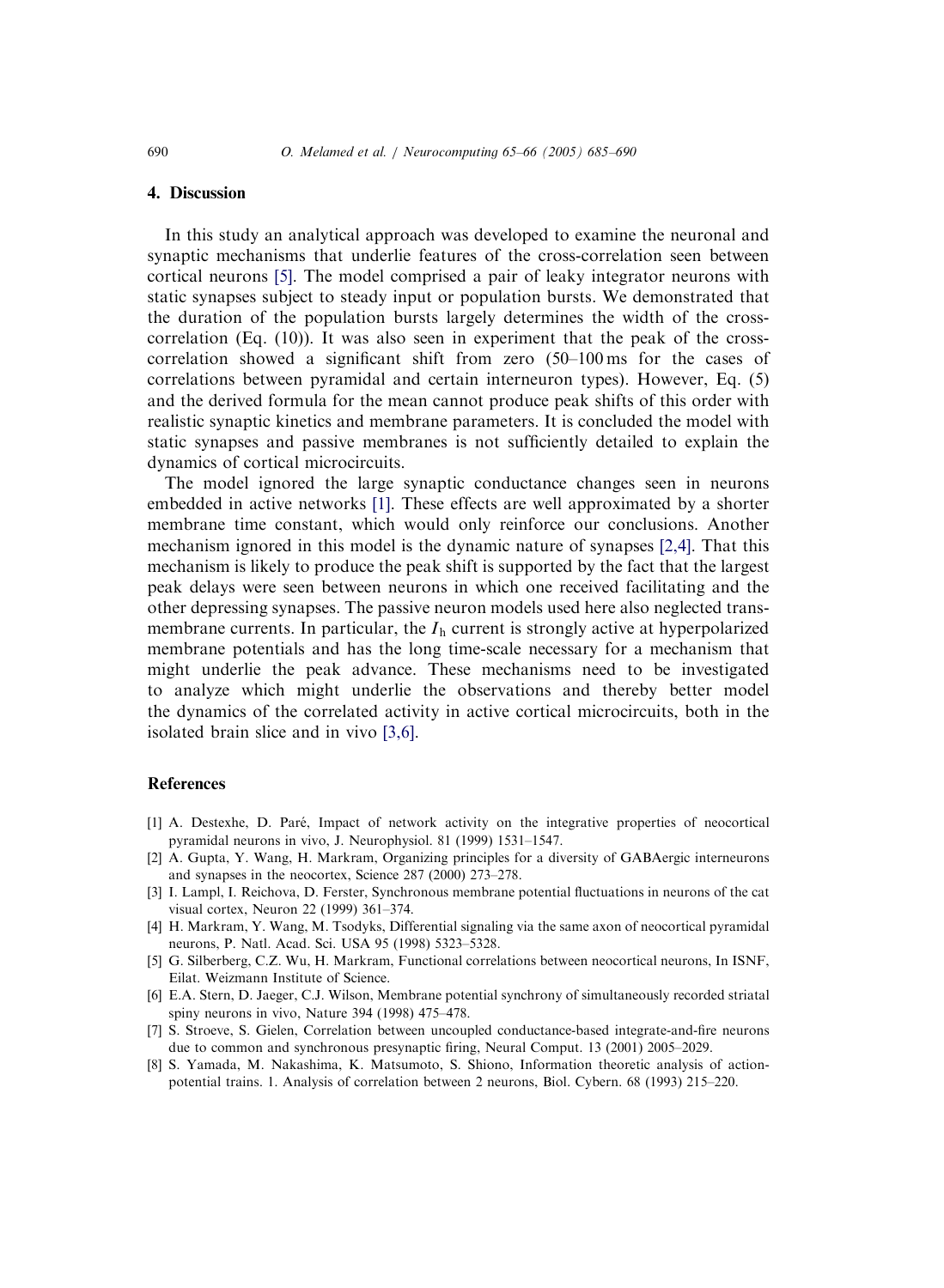## 4. Discussion

In this study an analytical approach was developed to examine the neuronal and synaptic mechanisms that underlie features of the cross-correlation seen between cortical neurons [5]. The model comprised a pair of leaky integrator neurons with static synapses subject to steady input or population bursts. We demonstrated that the duration of the population bursts largely determines the width of the cross-correlation (Eq. (10)). It was also seen in experiment that the peak of the cross-correlation showed a significant shift from zero (50–100 ms for the cases of correlations between pyramidal and certain interneuron types). However, Eq. (5) and the derived formula for the mean cannot produce peak shifts of this order with realistic synaptic kinetics and membrane parameters. It is concluded the model with static synapses and passive membranes is not sufficiently detailed to explain the dynamics of cortical microcircuits.

The model ignored the large synaptic conductance changes seen in neurons embedded in active networks [1]. These effects are well approximated by a shorter membrane time constant, which would only reinforce our conclusions. Another mechanism ignored in this model is the dynamic nature of synapses [2,4]. That this mechanism is likely to produce the peak shift is supported by the fact that the largest peak delays were seen between neurons in which one received facilitating and the other depressing synapses. The passive neuron models used here also neglected trans-membrane currents. In particular, the $I_h$ current is strongly active at hyperpolarized membrane potentials and has the long time-scale necessary for a mechanism that might underlie the peak advance. These mechanisms need to be investigated to analyze which might underlie the observations and thereby better model the dynamics of the correlated activity in active cortical microcircuits, both in the isolated brain slice and in vivo [3,6].

## References

[1] A. Destexhe, D. Paré, Impact of network activity on the integrative properties of neocortical pyramidal neurons in vivo, J. Neurophysiol. 81 (1999) 1531–1547.

[2] A. Gupta, Y. Wang, H. Markram, Organizing principles for a diversity of GABAergic interneurons and synapses in the neocortex, Science 287 (2000) 273–278.

[3] I. Lampl, I. Reichova, D. Ferster, Synchronous membrane potential fluctuations in neurons of the cat visual cortex, Neuron 22 (1999) 361–374.

[4] H. Markram, Y. Wang, M. Tsodyks, Differential signaling via the same axon of neocortical pyramidal neurons, P. Natl. Acad. Sci. USA 95 (1998) 5323–5328.

[5] G. Silberberg, C.Z. Wu, H. Markram, Functional correlations between neocortical neurons, In ISNF, Eilat. Weizmann Institute of Science.

[6] E.A. Stern, D. Jaeger, C.J. Wilson, Membrane potential synchrony of simultaneously recorded striatal spiny neurons in vivo, Nature 394 (1998) 475–478.

[7] S. Stroeve, S. Gielen, Correlation between uncoupled conductance-based integrate-and-fire neurons due to common and synchronous presynaptic firing, Neural Comput. 13 (2001) 2005–2029.

[8] S. Yamada, M. Nakashima, K. Matsumoto, S. Shiono, Information theoretic analysis of action-potential trains. 1. Analysis of correlation between 2 neurons, Biol. Cybern. 68 (1993) 215–220.